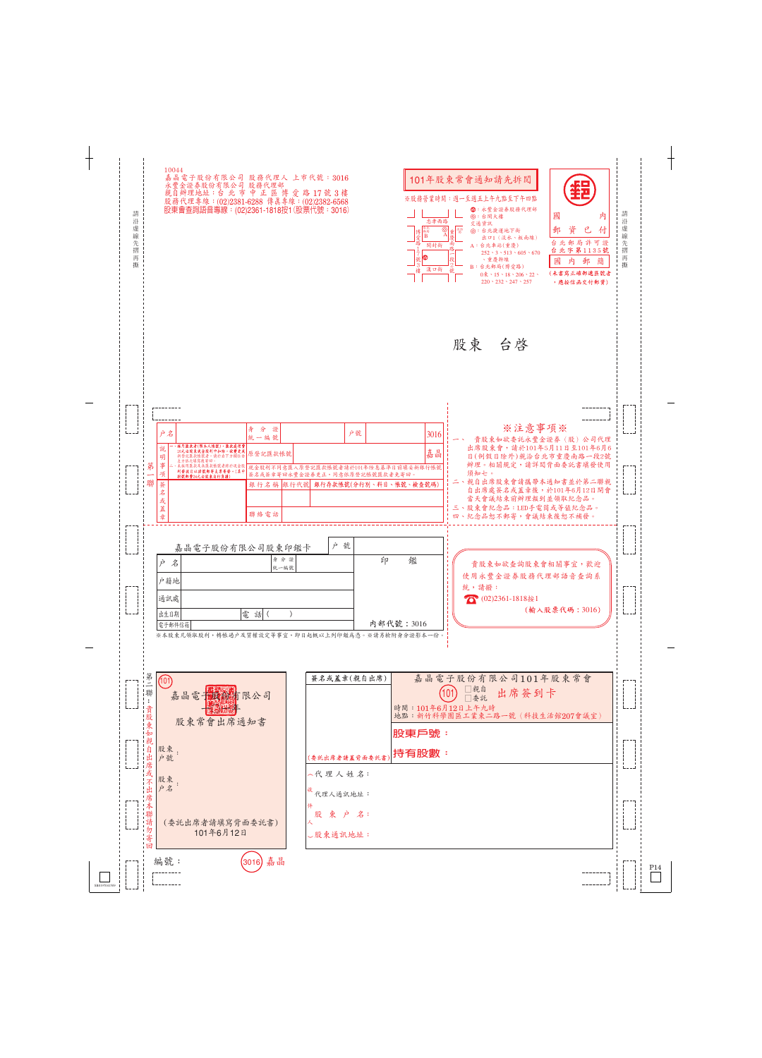10044
嘉晶電子股份有限公司 股務代理人 上市代號：3016
永豐金證券股份有限公司 股務代理部
親自辦理地址：台 北 市 中 正 區 博 愛 路 17 號 3 樓
股務代理專線：(02)2381-6288 傳真專線：(02)2382-6568
股東會查詢語音專線：(02)2361-1818按1(股票代號：3016)

請沿虛線先摺再撕

## 101年股東常會通知請先拆閱

※股務營業時間：週一至週五上午九點至下午四點

忠孝西路 / 博愛路 / 開封街 / 重慶南路一段 / 漢口街

◎：永豐金證券股務代理部
◎：台開大樓
交通資訊
◎：台北捷運地下街 出口1（淡水、板南線）
A：台北車站(重慶) 252、3、513、605、670、重慶幹線
B：台北郵局(博愛路) 0東、15、18、206、22、220、232、247、257

國內郵資已付
台北郵局許可證
台北字第1135號
國內郵簡
（未書寫正確郵遞區號者，應按信函交付郵資）

股東　台啟

| 戶名 | | 身分證統一編號 | | 戶號 | | 3016 |
|---|---|---|---|---|---|---|
| 說明事項 | 一、擬匯撥者(限本人帳戶)，請填寫帳號並加蓋原留印鑑。 二、未填寫匯款帳號者，將寄發股票或支票。 | 原登記匯款帳號 | | | | 嘉晶 |
| | | 現金股利不同意匯入原登記匯款帳號者請於101年除息基準日前填妥新銀行帳號並加蓋原留印鑑後寄回永豐金證券股務代理部，同意依原登記帳號匯款者免寄回。 | | | | |
| 簽名或蓋章 | | 銀行名稱 | 銀行代號 | 銀行存款帳號(分行別、科目、帳號、檢查號碼) | | |
| | | 聯絡電話 | | | | |

第一聯

## ※注意事項※

一、貴股東如欲委託永豐金證券（股）公司代理出席股東會，請於101年5月11日至101年6月6日(例假日除外)親洽台北市重慶南路一段2號辦理，相關規定，請詳閱背面委託書填發使用須知七。
二、親自出席股東會請攜帶本通知書並於第二聯親自出席處簽名或蓋章後，於101年6月12日開會當天會議結束前辦理報到並領取紀念品。
三、股東會紀念品：LED手電筒或等值紀念品。
四、紀念品恕不郵寄，會議結束後恕不補發。

嘉晶電子股份有限公司股東印鑑卡

| 戶名 | | 身分證統一編號 | | 戶號 | |
|---|---|---|---|---|---|
| 戶籍地 | | | | 印鑑 | |
| 通訊處 | | | | | |
| 出生日期 | | 電話 | ( ) | | |
| 電子郵件信箱 | | | | 內部代號：3016 | |

※本股東凡領取股利，轉帳過戶及質權設定等事宜，印日起概以上列印鑑為憑。※請另檢附身分證影本一份。

貴股東如欲查詢股東會相關事宜，歡迎使用永豐金證券股務代理部語音查詢系統，請撥：
(02)2361-1818按1
（輸入股票代碼：3016）

第二聯：貴股東如親自出席或不出席本聯請勿寄回

(101)
嘉晶電子股份有限公司
股東常會出席通知書

股東戶號：
股東戶名：

(委託出席者請填寫背面委託書)
101年6月12日

編號： (3016) 嘉晶

簽名或蓋章(親自出席)

(委託出席者請蓋背面委託書)

嘉晶電子股份有限公司101年股東常會
(101) □親自 □委託 出席簽到卡
時間：101年6月12日上午九時
地點：新竹科學園區工業東二路一號（科技生活館207會議室）

**股東戶號：**

**持有股數：**

（代理人姓名：
　代理人通訊地址：
收件人　股東戶名：
）股東通訊地址：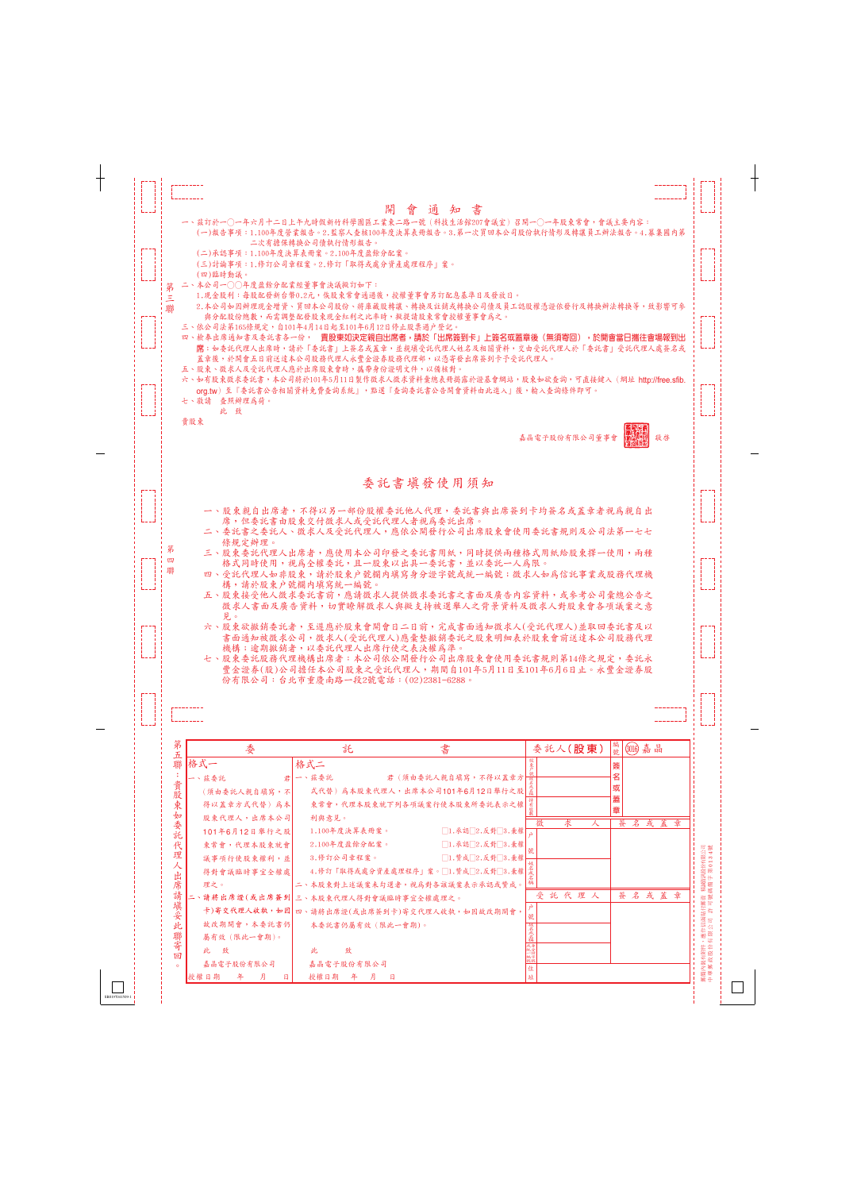第三聯

# 開 會 通 知 書

一、茲訂於一〇一年六月十二日上午九時假新竹科學園區工業東二路一號（科技生活館207會議室）召開一〇一年股東常會，會議主要內容：

(一)報告事項：1.100年度營業報告。2.監察人查核100年度決算表冊報告。3.第一次買回本公司股份執行情形及轉讓員工辦法報告。4.募集國內第二次有擔保轉換公司債執行情形報告。

(二)承認事項：1.100年度決算表冊案。2.100年度盈餘分配案。

(三)討論事項：1.修訂公司章程案。2.修訂「取得或處分資產處理程序」案。

(四)臨時動議。

二、本公司一〇〇年度盈餘分配業經董事會決議擬訂如下：

1.現金股利：每股配發新台幣0.2元，俟股東常會通過後，授權董事會另訂配息基準日及發放日。

2.本公司如因辦理現金增資、買回本公司股份、將庫藏股轉讓、轉換及註銷或轉換公司債及員工認股權憑證依發行及轉換辦法轉換等，致影響可參與分配股份總數，而需調整配發股東現金紅利之比率時，擬提請股東常會授權董事會為之。

三、依公司法第165條規定，自101年4月14日起至101年6月12日停止股票過戶登記。

四、檢奉出席通知書及委託書各一份， **貴股東如決定親自出席者，請於「出席簽到卡」上簽名或蓋章後（無須寄回），於開會當日攜往會場報到出席**；如委託代理人出席時，請於「委託書」上簽名或蓋章，並親填受託代理人姓名及相關資料，交由受託代理人於「委託書」受託代理人處簽名或蓋章後，於開會五日前送達本公司股務代理機構永豐金證券股務代理部，以憑寄發出席簽到卡予受託代理人。

五、股東、徵求人及受託代理人應於出席股東會時，攜帶身份證明文件，以備核對。

六、如有股東徵求委託書，本公司將於101年5月11日製作徵求人徵求資料彙總表冊揭露於證基會網站，股東如欲查詢，可直接鍵入（網址 http://free.sfib.org.tw）至「委託書公告相關資料免費查詢系統」，點選「查詢委託書公告開會資料由此進入」後，輸入查詢條件即可。

七、敬請 查照辦理為荷。

此 致

貴股東

嘉晶電子股份有限公司董事會 敬啓

第四聯

# 委託書填發使用須知

一、股東親自出席者，不得以另一部份股權委託他人代理，委託書與出席簽到卡均簽名或蓋章者視為親自出席，但委託書由股東交付徵求人或受託代理人者視為委託出席。

二、委託書之委託人、徵求人及受託代理人，應依公開發行公司出席股東會使用委託書規則及公司法第一七七條規定辦理。

三、股東委託代理人出席者，應使用本公司印發之委託書用紙，同時提供兩種格式用紙給股東擇一使用，兩種格式同時使用，視為全權委託，且一股東以出具一委託書，並以委託一人為限。

四、受託代理人如非股東，請於股東戶號欄內填寫身分證字號或統一編號；徵求人如為信託事業或股務代理機構，請於股東戶號欄內填寫統一編號。

五、股東接受他人徵求委託書前，應請徵求人提供徵求委託書之書面及廣告內容資料，或參考公司彙總公告之徵求人書面及廣告資料，切實瞭解徵求人與擬支持被選舉人之背景資料及徵求人對股東會各項議案之意見。

六、股東欲撤銷委託者，至遲應於股東會開會日二日前，完成書面通知徵求人(受託代理人)並取回委託書及以書面通知被徵求公司，徵求人(受託代理人)應彙整撤銷委託之股東明細表於股東會前送達本公司股務代理機構；逾期撤銷者，以委託代理人出席行使之表決權為準。

七、股東委託股務代理機構出席者：本公司依公開發行公司出席股東會使用委託書規則第14條之規定，委託永豐金證券(股)公司擔任本公司股東之受託代理人，期間自101年5月11日至101年6月6日止。永豐金證券股份有限公司：台北市重慶南路一段2號電話：(02)2381-6288。

第五聯：貴股東如委託代理人出席請填妥此聯寄回。

# 委 託 書

**格式一**

一、茲委託 君（須由委託人親自填寫，不得以蓋章方式代替）為本股東代理人，出席本公司101年6月12日舉行之股東常會，代理本股東行使股東權利，並得對會議臨時事宜全權處理之。

二、**請將出席證(或出席簽到卡)寄交代理人收執，如因故改期開會，本委託書仍屬有效（限此一會期）。**

此 致

嘉晶電子股份有限公司

授權日期 年 月 日

**格式二**

一、茲委託 君（須由委託人親自填寫，不得以蓋章方式代替）為本股東代理人，出席本公司101年6月12日舉行之股東常會，代理本股東就下列各項議案行使本股東表示之權利與意見。

| | |
|---|---|
| 1.100年度決算表冊案。 | □1.承認□2.反對□3.棄權 |
| 2.100年度盈餘分配案。 | □1.承認□2.反對□3.棄權 |
| 3.修訂公司章程案。 | □1.贊成□2.反對□3.棄權 |
| 4.修訂「取得或處分資產處理程序」案。 | □1.贊成□2.反對□3.棄權 |

二、本股東對上述議案未勾選者，視為對各該議案表示承認或贊成。

三、本股東代理人得對會議臨時事宜全權處理之。

四、請將出席證(或出席簽到卡)寄交代理人收執，如因故改期開會，本委託書仍屬有效（限此一會期）。

此 致

嘉晶電子股份有限公司

授權日期 年 月 日

| 委託人（股東） | | 編號 | 3016 嘉晶 |
|---|---|---|---|
| 股東戶號 | | 簽名或蓋章 | |
| 持有股數 | | | |
| 身分證字號或統一編號 | | | |
| **徵 求 人** | | **簽名或蓋章** | |
| 戶號 | | | |
| 姓名或名稱 | | | |
| **受 託 代 理 人** | | **簽名或蓋章** | |
| 戶號 | | | |
| 姓名或名稱 | | | |
| 身分證字號或統一編號 | | | |
| 住址 | | | |